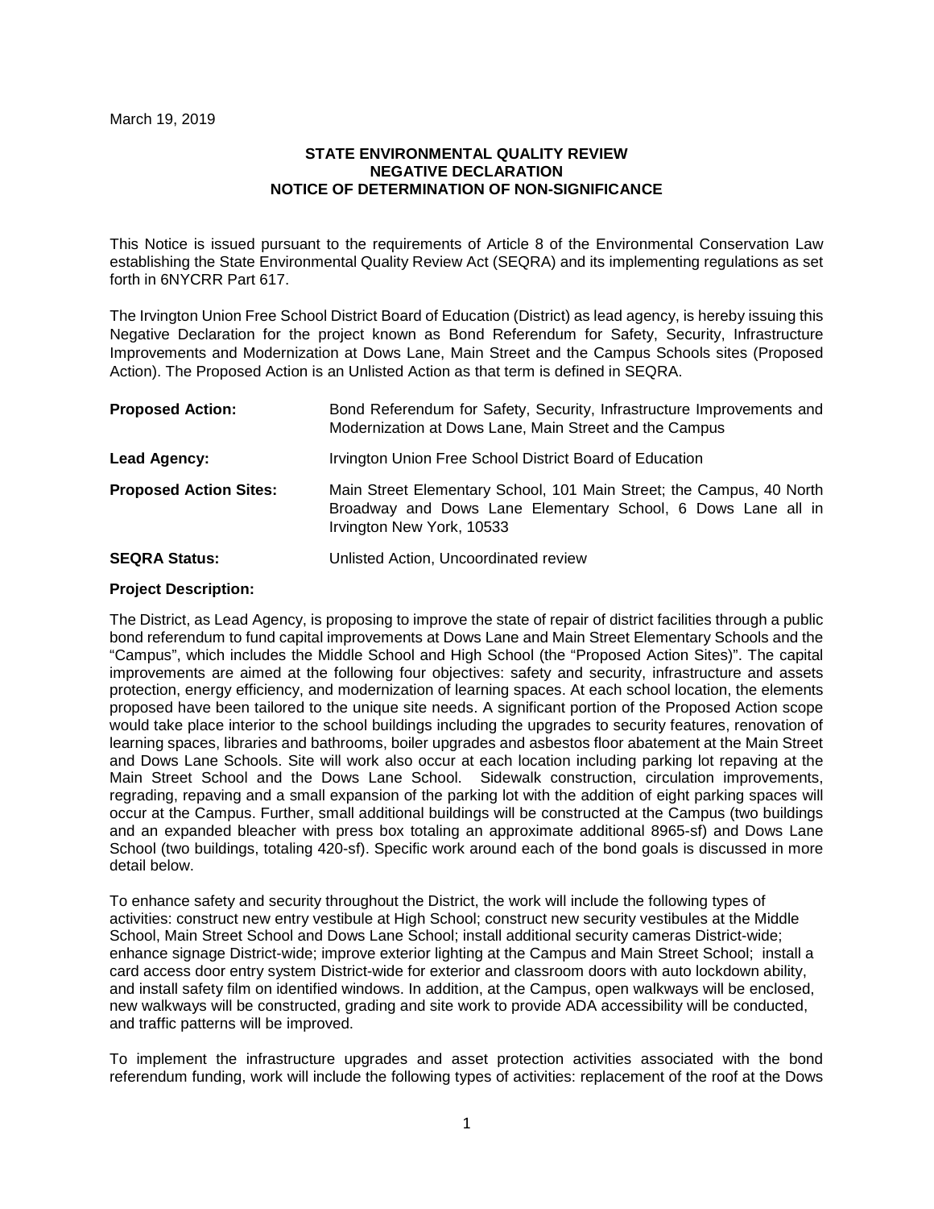March 19, 2019

**STATE ENVIRONMENTAL QUALITY REVIEW**
**NEGATIVE DECLARATION**
**NOTICE OF DETERMINATION OF NON-SIGNIFICANCE**

This Notice is issued pursuant to the requirements of Article 8 of the Environmental Conservation Law establishing the State Environmental Quality Review Act (SEQRA) and its implementing regulations as set forth in 6NYCRR Part 617.

The Irvington Union Free School District Board of Education (District) as lead agency, is hereby issuing this Negative Declaration for the project known as Bond Referendum for Safety, Security, Infrastructure Improvements and Modernization at Dows Lane, Main Street and the Campus Schools sites (Proposed Action). The Proposed Action is an Unlisted Action as that term is defined in SEQRA.

| | |
|---|---|
| **Proposed Action:** | Bond Referendum for Safety, Security, Infrastructure Improvements and Modernization at Dows Lane, Main Street and the Campus |
| **Lead Agency:** | Irvington Union Free School District Board of Education |
| **Proposed Action Sites:** | Main Street Elementary School, 101 Main Street; the Campus, 40 North Broadway and Dows Lane Elementary School, 6 Dows Lane all in Irvington New York, 10533 |
| **SEQRA Status:** | Unlisted Action, Uncoordinated review |

**Project Description:**

The District, as Lead Agency, is proposing to improve the state of repair of district facilities through a public bond referendum to fund capital improvements at Dows Lane and Main Street Elementary Schools and the "Campus", which includes the Middle School and High School (the "Proposed Action Sites)". The capital improvements are aimed at the following four objectives: safety and security, infrastructure and assets protection, energy efficiency, and modernization of learning spaces. At each school location, the elements proposed have been tailored to the unique site needs. A significant portion of the Proposed Action scope would take place interior to the school buildings including the upgrades to security features, renovation of learning spaces, libraries and bathrooms, boiler upgrades and asbestos floor abatement at the Main Street and Dows Lane Schools. Site will work also occur at each location including parking lot repaving at the Main Street School and the Dows Lane School. Sidewalk construction, circulation improvements, regrading, repaving and a small expansion of the parking lot with the addition of eight parking spaces will occur at the Campus. Further, small additional buildings will be constructed at the Campus (two buildings and an expanded bleacher with press box totaling an approximate additional 8965-sf) and Dows Lane School (two buildings, totaling 420-sf). Specific work around each of the bond goals is discussed in more detail below.

To enhance safety and security throughout the District, the work will include the following types of activities: construct new entry vestibule at High School; construct new security vestibules at the Middle School, Main Street School and Dows Lane School; install additional security cameras District-wide; enhance signage District-wide; improve exterior lighting at the Campus and Main Street School; install a card access door entry system District-wide for exterior and classroom doors with auto lockdown ability, and install safety film on identified windows. In addition, at the Campus, open walkways will be enclosed, new walkways will be constructed, grading and site work to provide ADA accessibility will be conducted, and traffic patterns will be improved.

To implement the infrastructure upgrades and asset protection activities associated with the bond referendum funding, work will include the following types of activities: replacement of the roof at the Dows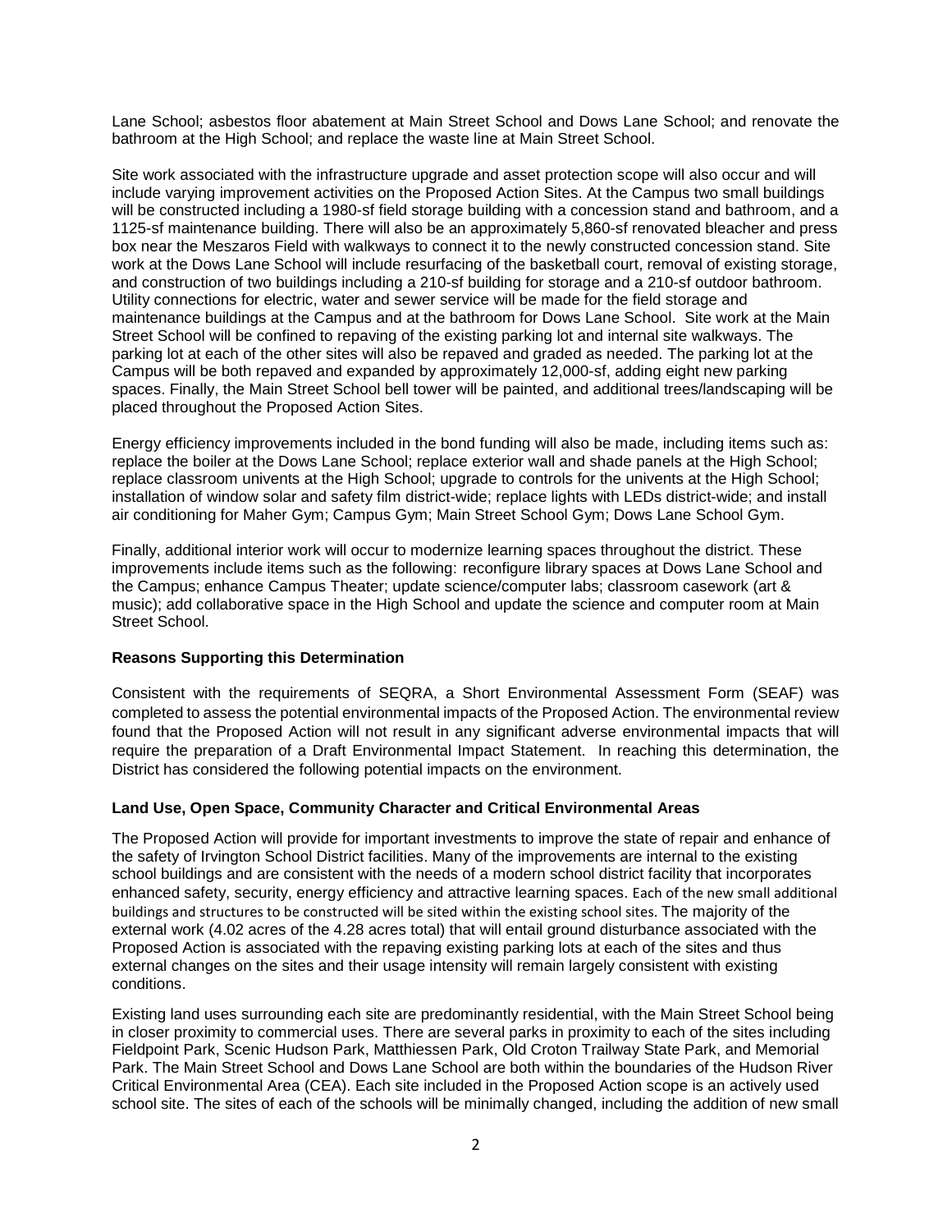Lane School; asbestos floor abatement at Main Street School and Dows Lane School; and renovate the bathroom at the High School; and replace the waste line at Main Street School.

Site work associated with the infrastructure upgrade and asset protection scope will also occur and will include varying improvement activities on the Proposed Action Sites. At the Campus two small buildings will be constructed including a 1980-sf field storage building with a concession stand and bathroom, and a 1125-sf maintenance building. There will also be an approximately 5,860-sf renovated bleacher and press box near the Meszaros Field with walkways to connect it to the newly constructed concession stand. Site work at the Dows Lane School will include resurfacing of the basketball court, removal of existing storage, and construction of two buildings including a 210-sf building for storage and a 210-sf outdoor bathroom. Utility connections for electric, water and sewer service will be made for the field storage and maintenance buildings at the Campus and at the bathroom for Dows Lane School. Site work at the Main Street School will be confined to repaving of the existing parking lot and internal site walkways. The parking lot at each of the other sites will also be repaved and graded as needed. The parking lot at the Campus will be both repaved and expanded by approximately 12,000-sf, adding eight new parking spaces. Finally, the Main Street School bell tower will be painted, and additional trees/landscaping will be placed throughout the Proposed Action Sites.

Energy efficiency improvements included in the bond funding will also be made, including items such as: replace the boiler at the Dows Lane School; replace exterior wall and shade panels at the High School; replace classroom univents at the High School; upgrade to controls for the univents at the High School; installation of window solar and safety film district-wide; replace lights with LEDs district-wide; and install air conditioning for Maher Gym; Campus Gym; Main Street School Gym; Dows Lane School Gym.

Finally, additional interior work will occur to modernize learning spaces throughout the district. These improvements include items such as the following: reconfigure library spaces at Dows Lane School and the Campus; enhance Campus Theater; update science/computer labs; classroom casework (art & music); add collaborative space in the High School and update the science and computer room at Main Street School.

**Reasons Supporting this Determination**

Consistent with the requirements of SEQRA, a Short Environmental Assessment Form (SEAF) was completed to assess the potential environmental impacts of the Proposed Action. The environmental review found that the Proposed Action will not result in any significant adverse environmental impacts that will require the preparation of a Draft Environmental Impact Statement. In reaching this determination, the District has considered the following potential impacts on the environment.

**Land Use, Open Space, Community Character and Critical Environmental Areas**

The Proposed Action will provide for important investments to improve the state of repair and enhance of the safety of Irvington School District facilities. Many of the improvements are internal to the existing school buildings and are consistent with the needs of a modern school district facility that incorporates enhanced safety, security, energy efficiency and attractive learning spaces. Each of the new small additional buildings and structures to be constructed will be sited within the existing school sites. The majority of the external work (4.02 acres of the 4.28 acres total) that will entail ground disturbance associated with the Proposed Action is associated with the repaving existing parking lots at each of the sites and thus external changes on the sites and their usage intensity will remain largely consistent with existing conditions.

Existing land uses surrounding each site are predominantly residential, with the Main Street School being in closer proximity to commercial uses. There are several parks in proximity to each of the sites including Fieldpoint Park, Scenic Hudson Park, Matthiessen Park, Old Croton Trailway State Park, and Memorial Park. The Main Street School and Dows Lane School are both within the boundaries of the Hudson River Critical Environmental Area (CEA). Each site included in the Proposed Action scope is an actively used school site. The sites of each of the schools will be minimally changed, including the addition of new small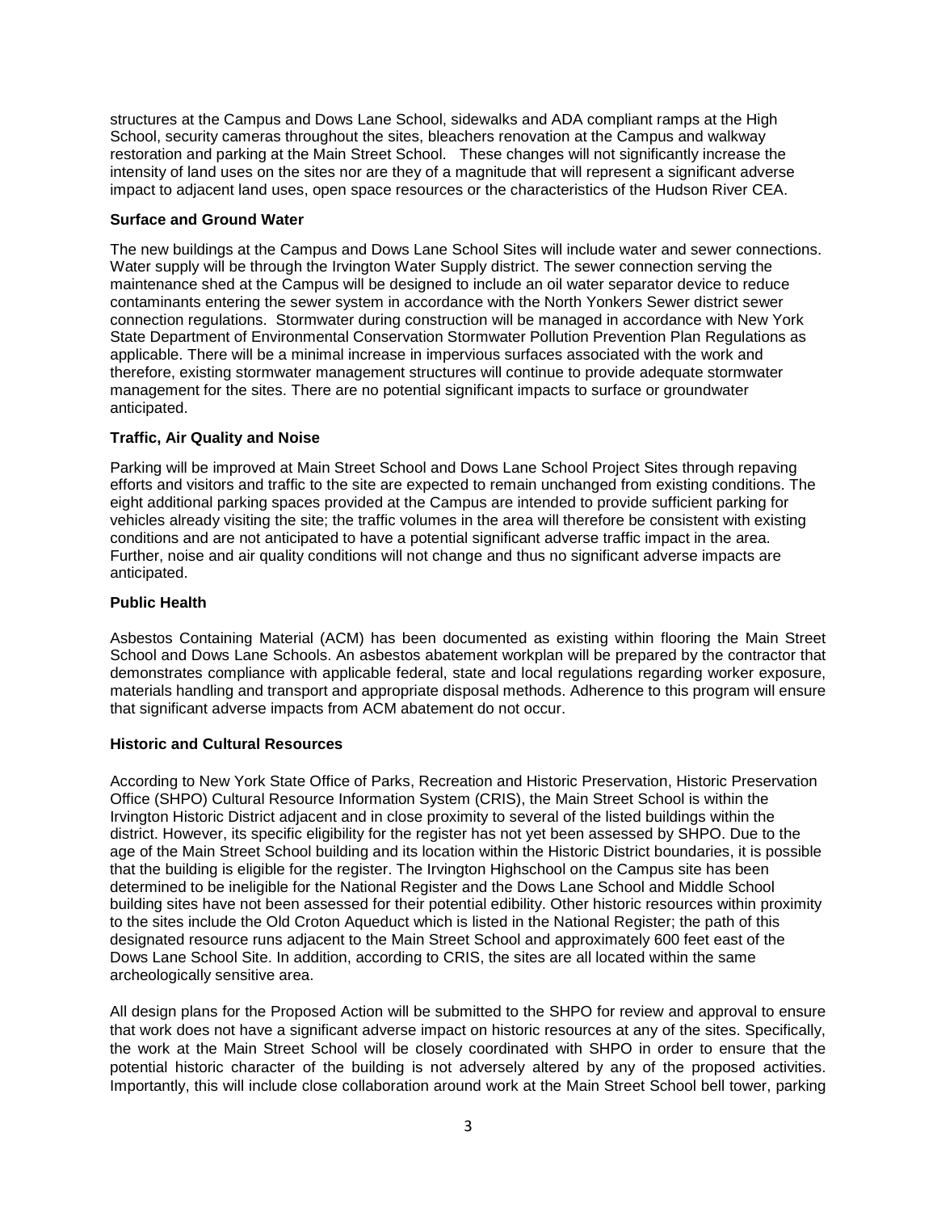structures at the Campus and Dows Lane School, sidewalks and ADA compliant ramps at the High School, security cameras throughout the sites, bleachers renovation at the Campus and walkway restoration and parking at the Main Street School. These changes will not significantly increase the intensity of land uses on the sites nor are they of a magnitude that will represent a significant adverse impact to adjacent land uses, open space resources or the characteristics of the Hudson River CEA.

**Surface and Ground Water**

The new buildings at the Campus and Dows Lane School Sites will include water and sewer connections. Water supply will be through the Irvington Water Supply district. The sewer connection serving the maintenance shed at the Campus will be designed to include an oil water separator device to reduce contaminants entering the sewer system in accordance with the North Yonkers Sewer district sewer connection regulations. Stormwater during construction will be managed in accordance with New York State Department of Environmental Conservation Stormwater Pollution Prevention Plan Regulations as applicable. There will be a minimal increase in impervious surfaces associated with the work and therefore, existing stormwater management structures will continue to provide adequate stormwater management for the sites. There are no potential significant impacts to surface or groundwater anticipated.

**Traffic, Air Quality and Noise**

Parking will be improved at Main Street School and Dows Lane School Project Sites through repaving efforts and visitors and traffic to the site are expected to remain unchanged from existing conditions. The eight additional parking spaces provided at the Campus are intended to provide sufficient parking for vehicles already visiting the site; the traffic volumes in the area will therefore be consistent with existing conditions and are not anticipated to have a potential significant adverse traffic impact in the area. Further, noise and air quality conditions will not change and thus no significant adverse impacts are anticipated.

**Public Health**

Asbestos Containing Material (ACM) has been documented as existing within flooring the Main Street School and Dows Lane Schools. An asbestos abatement workplan will be prepared by the contractor that demonstrates compliance with applicable federal, state and local regulations regarding worker exposure, materials handling and transport and appropriate disposal methods. Adherence to this program will ensure that significant adverse impacts from ACM abatement do not occur.

**Historic and Cultural Resources**

According to New York State Office of Parks, Recreation and Historic Preservation, Historic Preservation Office (SHPO) Cultural Resource Information System (CRIS), the Main Street School is within the Irvington Historic District adjacent and in close proximity to several of the listed buildings within the district. However, its specific eligibility for the register has not yet been assessed by SHPO. Due to the age of the Main Street School building and its location within the Historic District boundaries, it is possible that the building is eligible for the register. The Irvington Highschool on the Campus site has been determined to be ineligible for the National Register and the Dows Lane School and Middle School building sites have not been assessed for their potential edibility. Other historic resources within proximity to the sites include the Old Croton Aqueduct which is listed in the National Register; the path of this designated resource runs adjacent to the Main Street School and approximately 600 feet east of the Dows Lane School Site. In addition, according to CRIS, the sites are all located within the same archeologically sensitive area.

All design plans for the Proposed Action will be submitted to the SHPO for review and approval to ensure that work does not have a significant adverse impact on historic resources at any of the sites. Specifically, the work at the Main Street School will be closely coordinated with SHPO in order to ensure that the potential historic character of the building is not adversely altered by any of the proposed activities. Importantly, this will include close collaboration around work at the Main Street School bell tower, parking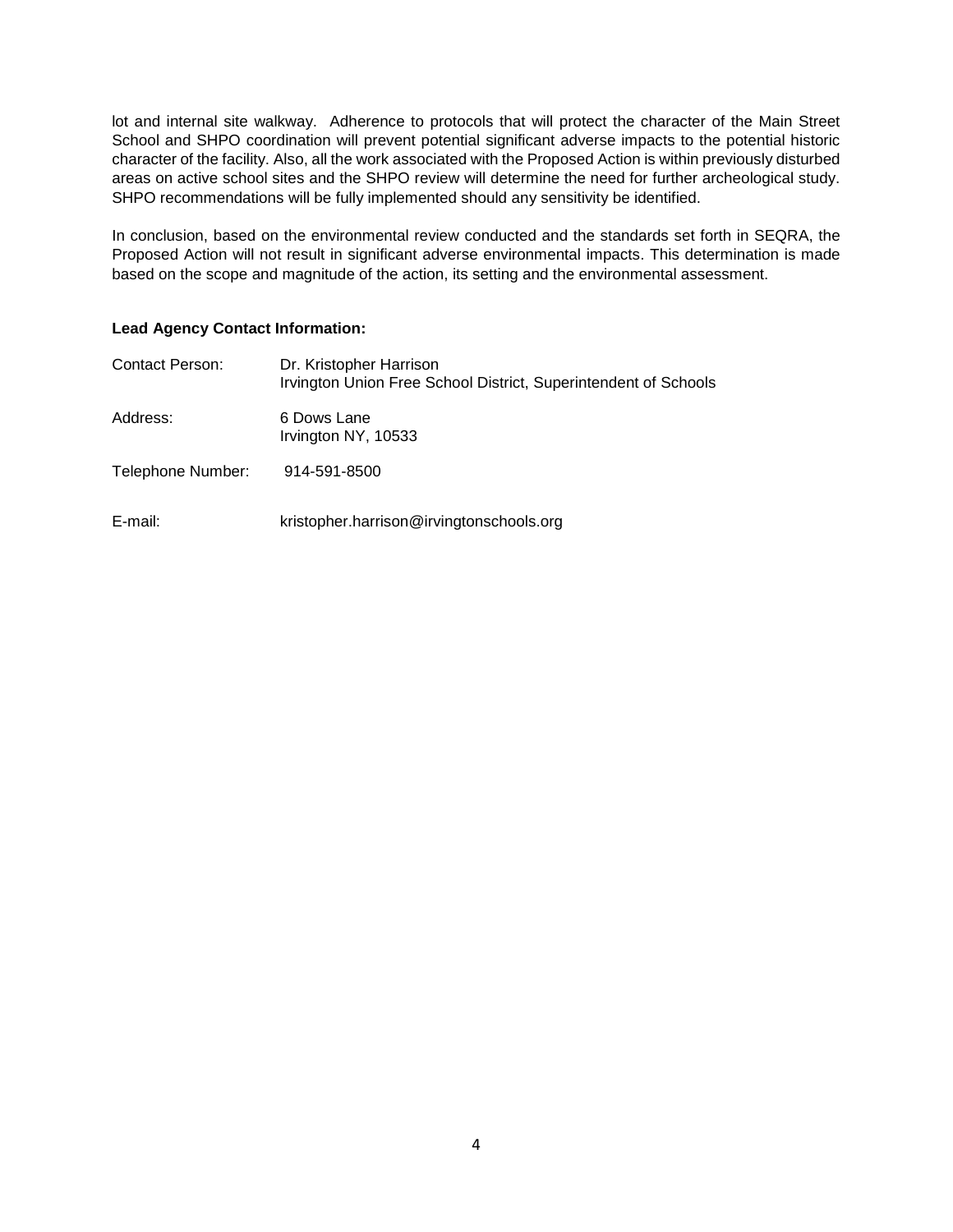lot and internal site walkway. Adherence to protocols that will protect the character of the Main Street School and SHPO coordination will prevent potential significant adverse impacts to the potential historic character of the facility. Also, all the work associated with the Proposed Action is within previously disturbed areas on active school sites and the SHPO review will determine the need for further archeological study. SHPO recommendations will be fully implemented should any sensitivity be identified.

In conclusion, based on the environmental review conducted and the standards set forth in SEQRA, the Proposed Action will not result in significant adverse environmental impacts. This determination is made based on the scope and magnitude of the action, its setting and the environmental assessment.

**Lead Agency Contact Information:**

Contact Person: Dr. Kristopher Harrison
Irvington Union Free School District, Superintendent of Schools

Address: 6 Dows Lane
Irvington NY, 10533

Telephone Number: 914-591-8500

E-mail: kristopher.harrison@irvingtonschools.org